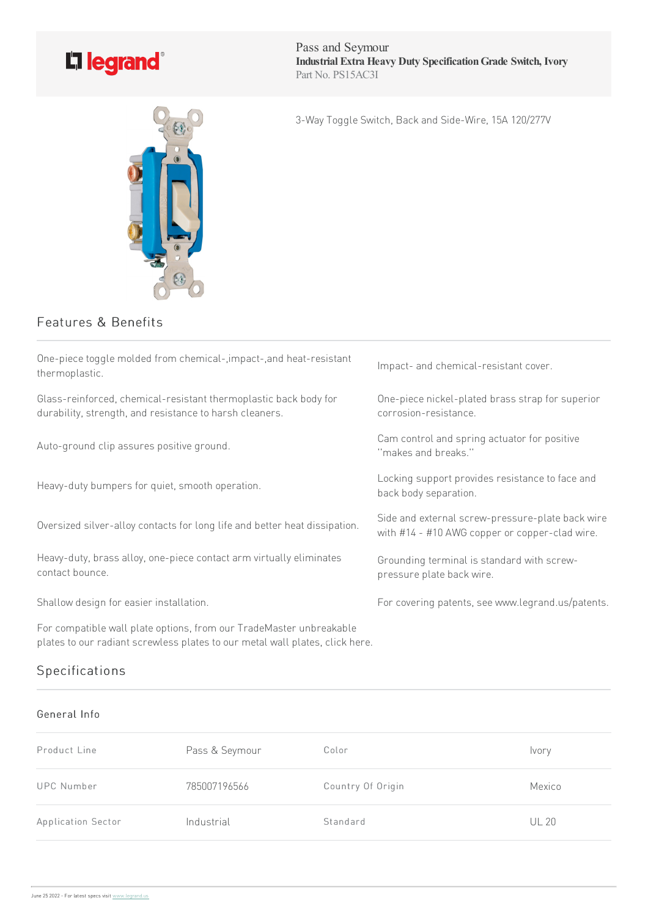Pass and Seymour
**Industrial Extra Heavy Duty Specification Grade Switch, Ivory**
Part No. PS15AC3I

3-Way Toggle Switch, Back and Side-Wire, 15A 120/277V

## Features & Benefits

One-piece toggle molded from chemical-,impact-,and heat-resistant thermoplastic.

Impact- and chemical-resistant cover.

Glass-reinforced, chemical-resistant thermoplastic back body for durability, strength, and resistance to harsh cleaners.

One-piece nickel-plated brass strap for superior corrosion-resistance.

Auto-ground clip assures positive ground.

Cam control and spring actuator for positive "makes and breaks."

Heavy-duty bumpers for quiet, smooth operation.

Locking support provides resistance to face and back body separation.

Oversized silver-alloy contacts for long life and better heat dissipation.

Side and external screw-pressure-plate back wire with #14 - #10 AWG copper or copper-clad wire.

Heavy-duty, brass alloy, one-piece contact arm virtually eliminates contact bounce.

Grounding terminal is standard with screw-pressure plate back wire.

Shallow design for easier installation.

For covering patents, see www.legrand.us/patents.

For compatible wall plate options, from our TradeMaster unbreakable plates to our radiant screwless plates to our metal wall plates, click here.

## Specifications

### General Info

| Product Line | Pass & Seymour | Color | Ivory |
|---|---|---|---|
| UPC Number | 785007196566 | Country Of Origin | Mexico |
| Application Sector | Industrial | Standard | UL 20 |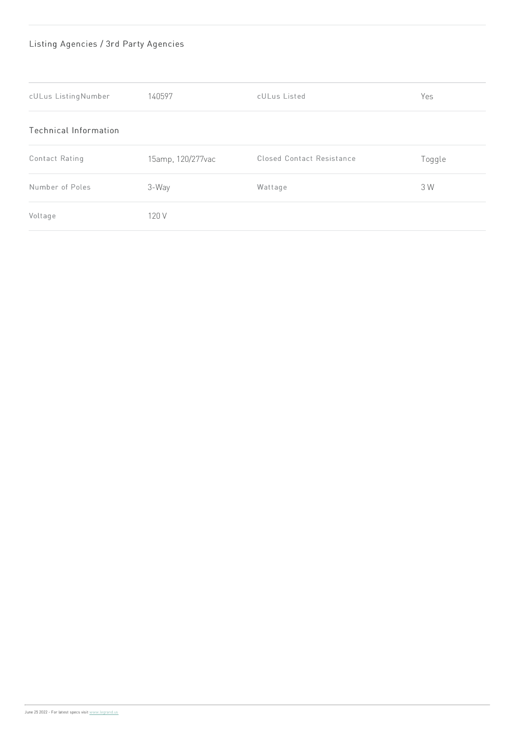## Listing Agencies / 3rd Party Agencies

| | | | |
|---|---|---|---|
| cULus ListingNumber | 140597 | cULus Listed | Yes |

## Technical Information

| | | | |
|---|---|---|---|
| Contact Rating | 15amp, 120/277vac | Closed Contact Resistance | Toggle |
| Number of Poles | 3-Way | Wattage | 3 W |
| Voltage | 120 V | | |

June 25 2022 - For latest specs visit www.legrand.us